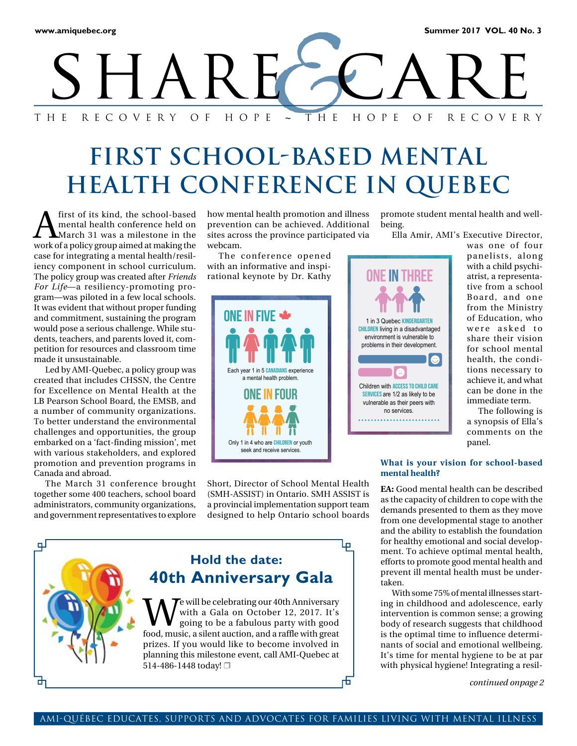# SHARE & CARE

THE RECOVERY OF HOPE ~ THE HOPE OF RECOVERY

# FIRST SCHOOL-BASED MENTAL HEALTH CONFERENCE IN QUEBEC

A first of its kind, the school-based mental health conference held on March 31 was a milestone in the work of a policy group aimed at making the case for integrating a mental health/resiliency component in school curriculum. The policy group was created after *Friends For Life*—a resiliency-promoting program—was piloted in a few local schools. It was evident that without proper funding and commitment, sustaining the program would pose a serious challenge. While students, teachers, and parents loved it, competition for resources and classroom time made it unsustainable.

Led by AMI-Quebec, a policy group was created that includes CHSSN, the Centre for Excellence on Mental Health at the LB Pearson School Board, the EMSB, and a number of community organizations. To better understand the environmental challenges and opportunities, the group embarked on a 'fact-finding mission', met with various stakeholders, and explored promotion and prevention programs in Canada and abroad.

The March 31 conference brought together some 400 teachers, school board administrators, community organizations, and government representatives to explore how mental health promotion and illness prevention can be achieved. Additional sites across the province participated via webcam.

The conference opened with an informative and inspirational keynote by Dr. Kathy Short, Director of School Mental Health (SMH-ASSIST) in Ontario. SMH ASSIST is a provincial implementation support team designed to help Ontario school boards promote student mental health and well-being.

> **ONE IN FIVE**
>
> Each year 1 in 5 CANADIANS experience a mental health problem.
>
> **ONE IN FOUR**
>
> Only 1 in 4 who are CHILDREN or youth seek and receive services.

> **ONE IN THREE**
>
> 1 in 3 Quebec KINDERGARTEN CHILDREN living in a disadvantaged environment is vulnerable to problems in their development.
>
> Children with ACCESS TO CHILD CARE SERVICES are 1/2 as likely to be vulnerable as their peers with no services.

Ella Amir, AMI's Executive Director, was one of four panelists, along with a child psychiatrist, a representative from a school Board, and one from the Ministry of Education, who were asked to share their vision for school mental health, the conditions necessary to achieve it, and what can be done in the immediate term.

The following is a synopsis of Ella's comments on the panel.

### What is your vision for school-based mental health?

**EA:** Good mental health can be described as the capacity of children to cope with the demands presented to them as they move from one developmental stage to another and the ability to establish the foundation for healthy emotional and social development. To achieve optimal mental health, efforts to promote good mental health and prevent ill mental health must be undertaken.

With some 75% of mental illnesses starting in childhood and adolescence, early intervention is common sense; a growing body of research suggests that childhood is the optimal time to influence determinants of social and emotional wellbeing. It's time for mental hygiene to be at par with physical hygiene! Integrating a resil-

*continued onpage 2*

---

## Hold the date: 40th Anniversary Gala

We will be celebrating our 40th Anniversary with a Gala on October 12, 2017. It's going to be a fabulous party with good food, music, a silent auction, and a raffle with great prizes. If you would like to become involved in planning this milestone event, call AMI-Quebec at 514-486-1448 today! ❐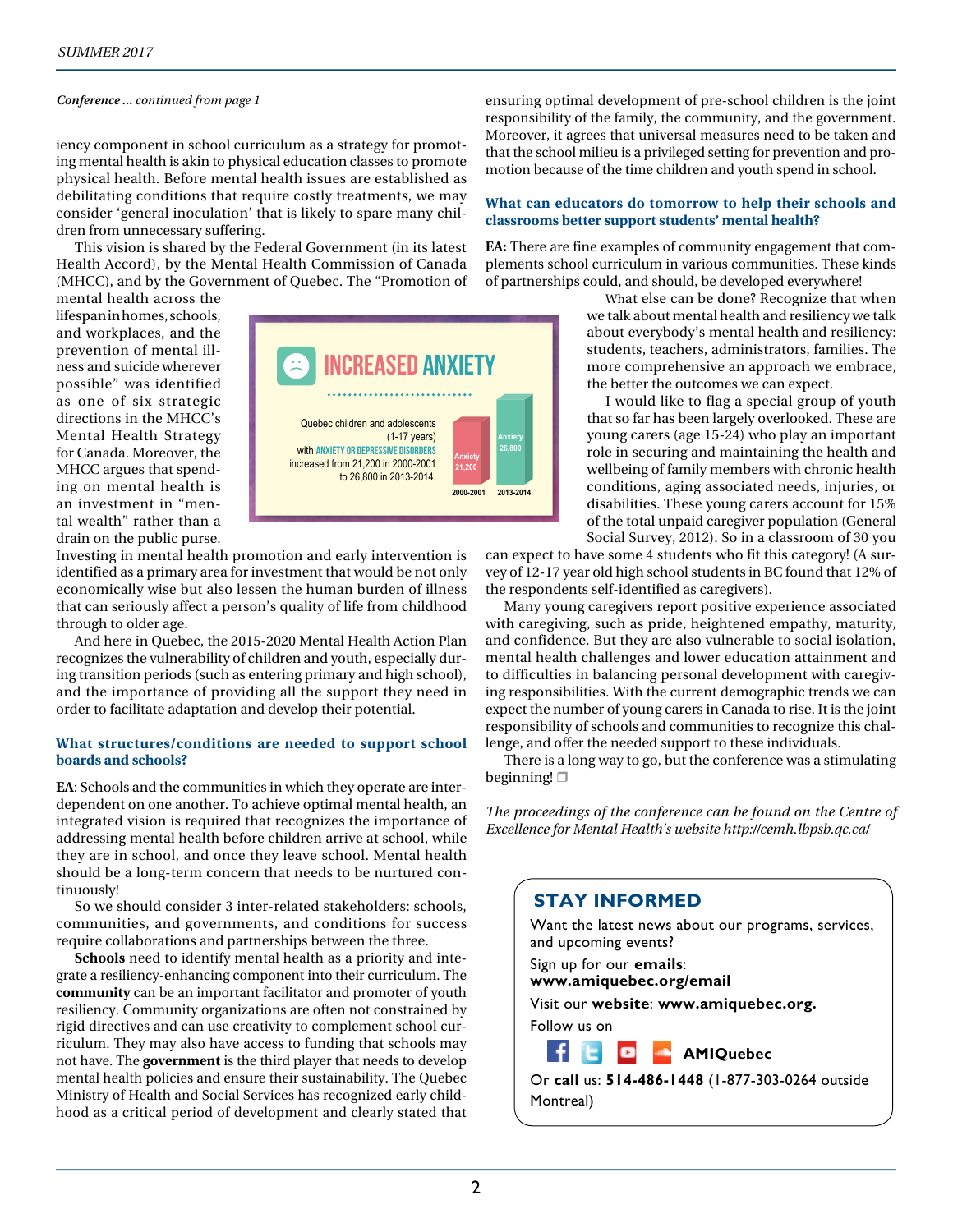*Conference ... continued from page 1*

iency component in school curriculum as a strategy for promoting mental health is akin to physical education classes to promote physical health. Before mental health issues are established as debilitating conditions that require costly treatments, we may consider 'general inoculation' that is likely to spare many children from unnecessary suffering.

This vision is shared by the Federal Government (in its latest Health Accord), by the Mental Health Commission of Canada (MHCC), and by the Government of Quebec. The "Promotion of mental health across the lifespan in homes, schools, and workplaces, and the prevention of mental illness and suicide wherever possible" was identified as one of six strategic directions in the MHCC's Mental Health Strategy for Canada. Moreover, the MHCC argues that spending on mental health is an investment in "mental wealth" rather than a drain on the public purse. Investing in mental health promotion and early intervention is identified as a primary area for investment that would be not only economically wise but also lessen the human burden of illness that can seriously affect a person's quality of life from childhood through to older age.

**INCREASED ANXIETY**

Quebec children and adolescents (1-17 years) with **ANXIETY OR DEPRESSIVE DISORDERS** increased from 21,200 in 2000-2001 to 26,800 in 2013-2014.

| | 2000-2001 | 2013-2014 |
|---|---|---|
| Anxiety | 21,200 | 26,800 |

And here in Quebec, the 2015-2020 Mental Health Action Plan recognizes the vulnerability of children and youth, especially during transition periods (such as entering primary and high school), and the importance of providing all the support they need in order to facilitate adaptation and develop their potential.

### What structures/conditions are needed to support school boards and schools?

**EA**: Schools and the communities in which they operate are interdependent on one another. To achieve optimal mental health, an integrated vision is required that recognizes the importance of addressing mental health before children arrive at school, while they are in school, and once they leave school. Mental health should be a long-term concern that needs to be nurtured continuously!

So we should consider 3 inter-related stakeholders: schools, communities, and governments, and conditions for success require collaborations and partnerships between the three.

**Schools** need to identify mental health as a priority and integrate a resiliency-enhancing component into their curriculum. The **community** can be an important facilitator and promoter of youth resiliency. Community organizations are often not constrained by rigid directives and can use creativity to complement school curriculum. They may also have access to funding that schools may not have. The **government** is the third player that needs to develop mental health policies and ensure their sustainability. The Quebec Ministry of Health and Social Services has recognized early childhood as a critical period of development and clearly stated that ensuring optimal development of pre-school children is the joint responsibility of the family, the community, and the government. Moreover, it agrees that universal measures need to be taken and that the school milieu is a privileged setting for prevention and promotion because of the time children and youth spend in school.

### What can educators do tomorrow to help their schools and classrooms better support students' mental health?

**EA:** There are fine examples of community engagement that complements school curriculum in various communities. These kinds of partnerships could, and should, be developed everywhere!

What else can be done? Recognize that when we talk about mental health and resiliency we talk about everybody's mental health and resiliency: students, teachers, administrators, families. The more comprehensive an approach we embrace, the better the outcomes we can expect.

I would like to flag a special group of youth that so far has been largely overlooked. These are young carers (age 15-24) who play an important role in securing and maintaining the health and wellbeing of family members with chronic health conditions, aging associated needs, injuries, or disabilities. These young carers account for 15% of the total unpaid caregiver population (General Social Survey, 2012). So in a classroom of 30 you can expect to have some 4 students who fit this category! (A survey of 12-17 year old high school students in BC found that 12% of the respondents self-identified as caregivers).

Many young caregivers report positive experience associated with caregiving, such as pride, heightened empathy, maturity, and confidence. But they are also vulnerable to social isolation, mental health challenges and lower education attainment and to difficulties in balancing personal development with caregiving responsibilities. With the current demographic trends we can expect the number of young carers in Canada to rise. It is the joint responsibility of schools and communities to recognize this challenge, and offer the needed support to these individuals.

There is a long way to go, but the conference was a stimulating beginning! ❐

*The proceedings of the conference can be found on the Centre of Excellence for Mental Health's website http://cemh.lbpsb.qc.ca/*

## STAY INFORMED

Want the latest news about our programs, services, and upcoming events?

Sign up for our **emails**:
**www.amiquebec.org/email**

Visit our **website**: **www.amiquebec.org.**

Follow us on **AMIQuebec**

Or **call** us: **514-486-1448** (1-877-303-0264 outside Montreal)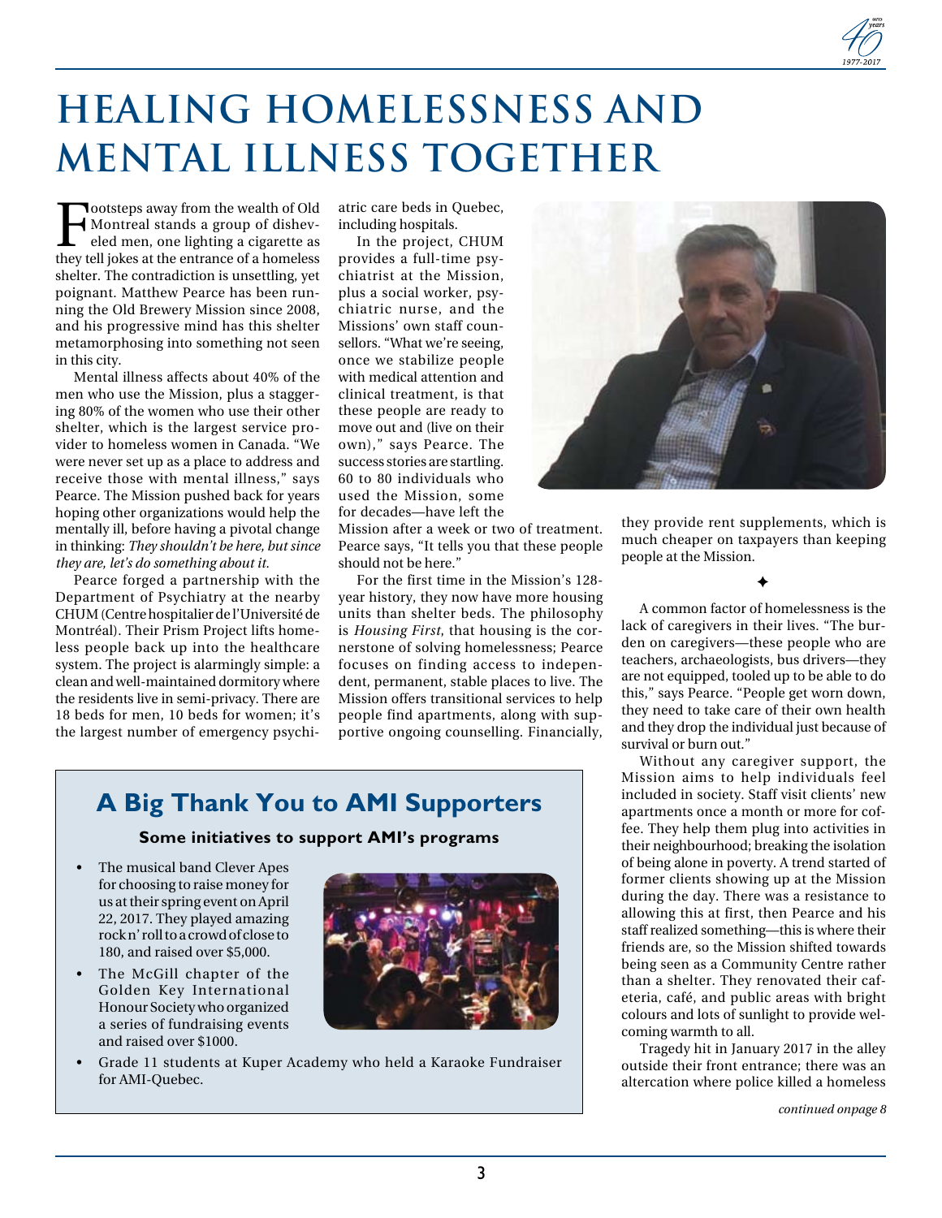# HEALING HOMELESSNESS AND MENTAL ILLNESS TOGETHER

Footsteps away from the wealth of Old Montreal stands a group of disheveled men, one lighting a cigarette as they tell jokes at the entrance of a homeless shelter. The contradiction is unsettling, yet poignant. Matthew Pearce has been running the Old Brewery Mission since 2008, and his progressive mind has this shelter metamorphosing into something not seen in this city.

Mental illness affects about 40% of the men who use the Mission, plus a staggering 80% of the women who use their other shelter, which is the largest service provider to homeless women in Canada. "We were never set up as a place to address and receive those with mental illness," says Pearce. The Mission pushed back for years hoping other organizations would help the mentally ill, before having a pivotal change in thinking: *They shouldn't be here, but since they are, let's do something about it.*

Pearce forged a partnership with the Department of Psychiatry at the nearby CHUM (Centre hospitalier de l'Université de Montréal). Their Prism Project lifts homeless people back up into the healthcare system. The project is alarmingly simple: a clean and well-maintained dormitory where the residents live in semi-privacy. There are 18 beds for men, 10 beds for women; it's the largest number of emergency psychiatric care beds in Quebec, including hospitals.

In the project, CHUM provides a full-time psychiatrist at the Mission, plus a social worker, psychiatric nurse, and the Missions' own staff counsellors. "What we're seeing, once we stabilize people with medical attention and clinical treatment, is that these people are ready to move out and (live on their own)," says Pearce. The success stories are startling. 60 to 80 individuals who used the Mission, some for decades—have left the Mission after a week or two of treatment. Pearce says, "It tells you that these people should not be here."

For the first time in the Mission's 128-year history, they now have more housing units than shelter beds. The philosophy is *Housing First*, that housing is the cornerstone of solving homelessness; Pearce focuses on finding access to independent, permanent, stable places to live. The Mission offers transitional services to help people find apartments, along with supportive ongoing counselling. Financially, they provide rent supplements, which is much cheaper on taxpayers than keeping people at the Mission.

✦

A common factor of homelessness is the lack of caregivers in their lives. "The burden on caregivers—these people who are teachers, archaeologists, bus drivers—they are not equipped, tooled up to be able to do this," says Pearce. "People get worn down, they need to take care of their own health and they drop the individual just because of survival or burn out."

Without any caregiver support, the Mission aims to help individuals feel included in society. Staff visit clients' new apartments once a month or more for coffee. They help them plug into activities in their neighbourhood; breaking the isolation of being alone in poverty. A trend started of former clients showing up at the Mission during the day. There was a resistance to allowing this at first, then Pearce and his staff realized something—this is where their friends are, so the Mission shifted towards being seen as a Community Centre rather than a shelter. They renovated their cafeteria, café, and public areas with bright colours and lots of sunlight to provide welcoming warmth to all.

Tragedy hit in January 2017 in the alley outside their front entrance; there was an altercation where police killed a homeless

*continued onpage 8*

## A Big Thank You to AMI Supporters

**Some initiatives to support AMI's programs**

- The musical band Clever Apes for choosing to raise money for us at their spring event on April 22, 2017. They played amazing rock n' roll to a crowd of close to 180, and raised over $5,000.
- The McGill chapter of the Golden Key International Honour Society who organized a series of fundraising events and raised over $1000.
- Grade 11 students at Kuper Academy who held a Karaoke Fundraiser for AMI-Quebec.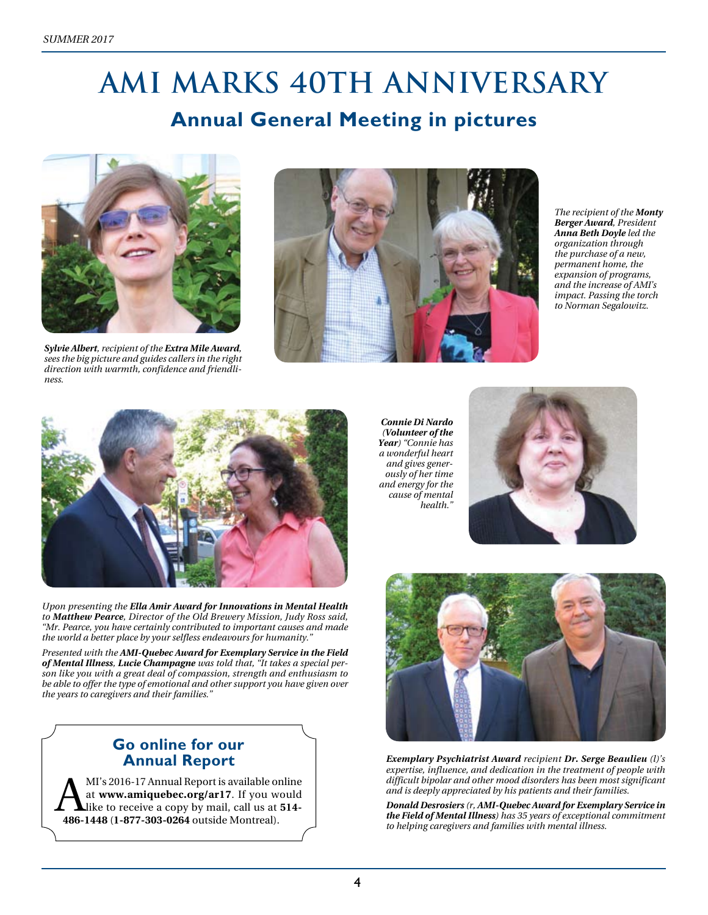# AMI MARKS 40TH ANNIVERSARY

## Annual General Meeting in pictures

***Sylvie Albert**, recipient of the **Extra Mile Award**, sees the big picture and guides callers in the right direction with warmth, confidence and friendliness.*

*The recipient of the **Monty Berger Award**, President **Anna Beth Doyle** led the organization through the purchase of a new, permanent home, the expansion of programs, and the increase of AMI's impact. Passing the torch to Norman Segalowitz.*

***Connie Di Nardo (Volunteer of the Year)** "Connie has a wonderful heart and gives generously of her time and energy for the cause of mental health."*

*Upon presenting the **Ella Amir Award for Innovations in Mental Health** to **Matthew Pearce**, Director of the Old Brewery Mission, Judy Ross said, "Mr. Pearce, you have certainly contributed to important causes and made the world a better place by your selfless endeavours for humanity."*

*Presented with the **AMI-Quebec Award for Exemplary Service in the Field of Mental Illness**, **Lucie Champagne** was told that, "It takes a special person like you with a great deal of compassion, strength and enthusiasm to be able to offer the type of emotional and other support you have given over the years to caregivers and their families."*

***Exemplary Psychiatrist Award** recipient **Dr. Serge Beaulieu** (l)'s expertise, influence, and dedication in the treatment of people with difficult bipolar and other mood disorders has been most significant and is deeply appreciated by his patients and their families.*

***Donald Desrosiers** (r, **AMI-Quebec Award for Exemplary Service in the Field of Mental Illness**) has 35 years of exceptional commitment to helping caregivers and families with mental illness.*

### Go online for our Annual Report

AMI's 2016-17 Annual Report is available online at **www.amiquebec.org/ar17**. If you would like to receive a copy by mail, call us at **514-486-1448** (**1-877-303-0264** outside Montreal).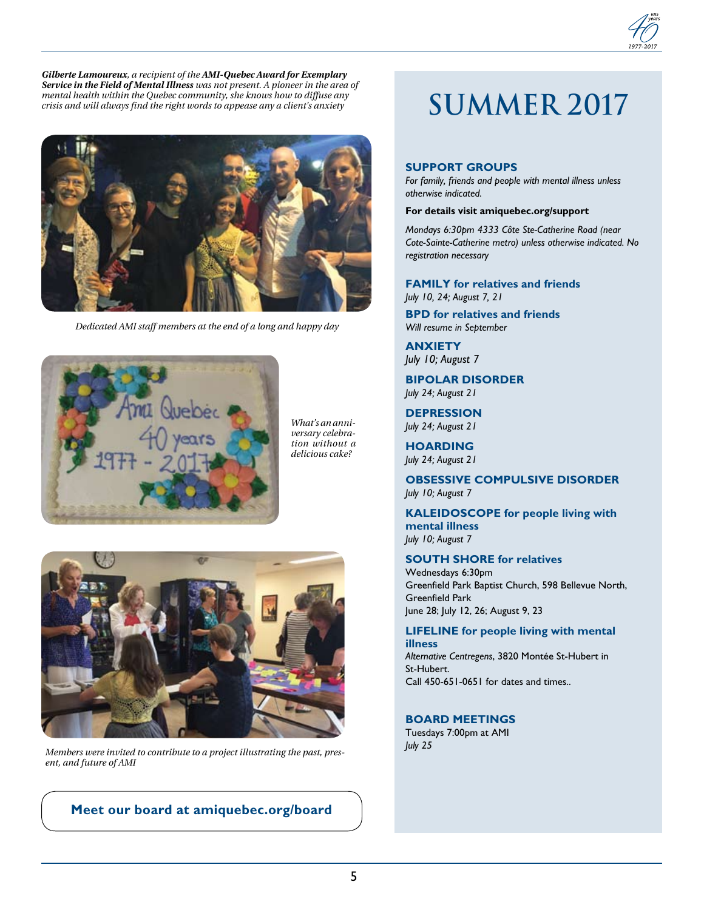***Gilberte Lamoureux**, a recipient of the **AMI-Quebec Award for Exemplary Service in the Field of Mental Illness** was not present. A pioneer in the area of mental health within the Quebec community, she knows how to diffuse any crisis and will always find the right words to appease any a client's anxiety*

*Dedicated AMI staff members at the end of a long and happy day*

*What's an anniversary celebration without a delicious cake?*

*Members were invited to contribute to a project illustrating the past, present, and future of AMI*

**Meet our board at amiquebec.org/board**

# SUMMER 2017

## SUPPORT GROUPS

*For family, friends and people with mental illness unless otherwise indicated.*

**For details visit amiquebec.org/support**

*Mondays 6:30pm 4333 Côte Ste-Catherine Road (near Cote-Sainte-Catherine metro) unless otherwise indicated. No registration necessary*

### FAMILY for relatives and friends
*July 10, 24; August 7, 21*

### BPD for relatives and friends
*Will resume in September*

### ANXIETY
*July 10; August 7*

### BIPOLAR DISORDER
*July 24; August 21*

### DEPRESSION
*July 24; August 21*

### HOARDING
*July 24; August 21*

### OBSESSIVE COMPULSIVE DISORDER
*July 10; August 7*

### KALEIDOSCOPE for people living with mental illness
*July 10; August 7*

### SOUTH SHORE for relatives
Wednesdays 6:30pm
Greenfield Park Baptist Church, 598 Bellevue North, Greenfield Park
June 28; July 12, 26; August 9, 23

### LIFELINE for people living with mental illness
*Alternative Centregens*, 3820 Montée St-Hubert in St-Hubert.
Call 450-651-0651 for dates and times..

## BOARD MEETINGS
Tuesdays 7:00pm at AMI
*July 25*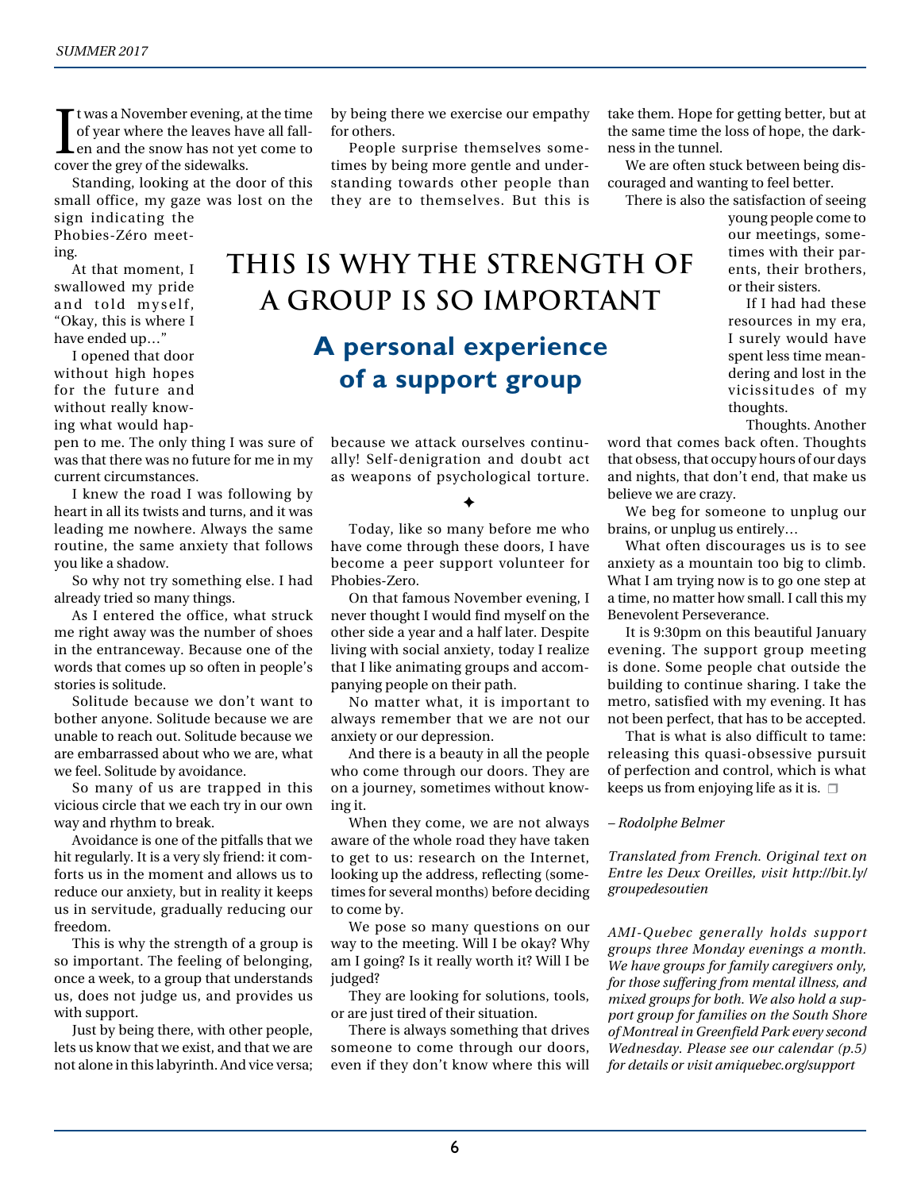# THIS IS WHY THE STRENGTH OF A GROUP IS SO IMPORTANT

## A personal experience of a support group

It was a November evening, at the time of year where the leaves have all fallen and the snow has not yet come to cover the grey of the sidewalks.

Standing, looking at the door of this small office, my gaze was lost on the sign indicating the Phobies-Zéro meeting.

At that moment, I swallowed my pride and told myself, "Okay, this is where I have ended up…"

I opened that door without high hopes for the future and without really knowing what would happen to me. The only thing I was sure of was that there was no future for me in my current circumstances.

I knew the road I was following by heart in all its twists and turns, and it was leading me nowhere. Always the same routine, the same anxiety that follows you like a shadow.

So why not try something else. I had already tried so many things.

As I entered the office, what struck me right away was the number of shoes in the entranceway. Because one of the words that comes up so often in people's stories is solitude.

Solitude because we don't want to bother anyone. Solitude because we are unable to reach out. Solitude because we are embarrassed about who we are, what we feel. Solitude by avoidance.

So many of us are trapped in this vicious circle that we each try in our own way and rhythm to break.

Avoidance is one of the pitfalls that we hit regularly. It is a very sly friend: it comforts us in the moment and allows us to reduce our anxiety, but in reality it keeps us in servitude, gradually reducing our freedom.

This is why the strength of a group is so important. The feeling of belonging, once a week, to a group that understands us, does not judge us, and provides us with support.

Just by being there, with other people, lets us know that we exist, and that we are not alone in this labyrinth. And vice versa; by being there we exercise our empathy for others.

People surprise themselves sometimes by being more gentle and understanding towards other people than they are to themselves. But this is because we attack ourselves continually! Self-denigration and doubt act as weapons of psychological torture.

✦

Today, like so many before me who have come through these doors, I have become a peer support volunteer for Phobies-Zero.

On that famous November evening, I never thought I would find myself on the other side a year and a half later. Despite living with social anxiety, today I realize that I like animating groups and accompanying people on their path.

No matter what, it is important to always remember that we are not our anxiety or our depression.

And there is a beauty in all the people who come through our doors. They are on a journey, sometimes without knowing it.

When they come, we are not always aware of the whole road they have taken to get to us: research on the Internet, looking up the address, reflecting (sometimes for several months) before deciding to come by.

We pose so many questions on our way to the meeting. Will I be okay? Why am I going? Is it really worth it? Will I be judged?

They are looking for solutions, tools, or are just tired of their situation.

There is always something that drives someone to come through our doors, even if they don't know where this will take them. Hope for getting better, but at the same time the loss of hope, the darkness in the tunnel.

We are often stuck between being discouraged and wanting to feel better.

There is also the satisfaction of seeing young people come to our meetings, sometimes with their parents, their brothers, or their sisters.

If I had had these resources in my era, I surely would have spent less time meandering and lost in the vicissitudes of my thoughts.

Thoughts. Another word that comes back often. Thoughts that obsess, that occupy hours of our days and nights, that don't end, that make us believe we are crazy.

We beg for someone to unplug our brains, or unplug us entirely…

What often discourages us is to see anxiety as a mountain too big to climb. What I am trying now is to go one step at a time, no matter how small. I call this my Benevolent Perseverance.

It is 9:30pm on this beautiful January evening. The support group meeting is done. Some people chat outside the building to continue sharing. I take the metro, satisfied with my evening. It has not been perfect, that has to be accepted.

That is what is also difficult to tame: releasing this quasi-obsessive pursuit of perfection and control, which is what keeps us from enjoying life as it is. ❐

*– Rodolphe Belmer*

*Translated from French. Original text on Entre les Deux Oreilles, visit http://bit.ly/groupedesoutien*

*AMI-Quebec generally holds support groups three Monday evenings a month. We have groups for family caregivers only, for those suffering from mental illness, and mixed groups for both. We also hold a support group for families on the South Shore of Montreal in Greenfield Park every second Wednesday. Please see our calendar (p.5) for details or visit amiquebec.org/support*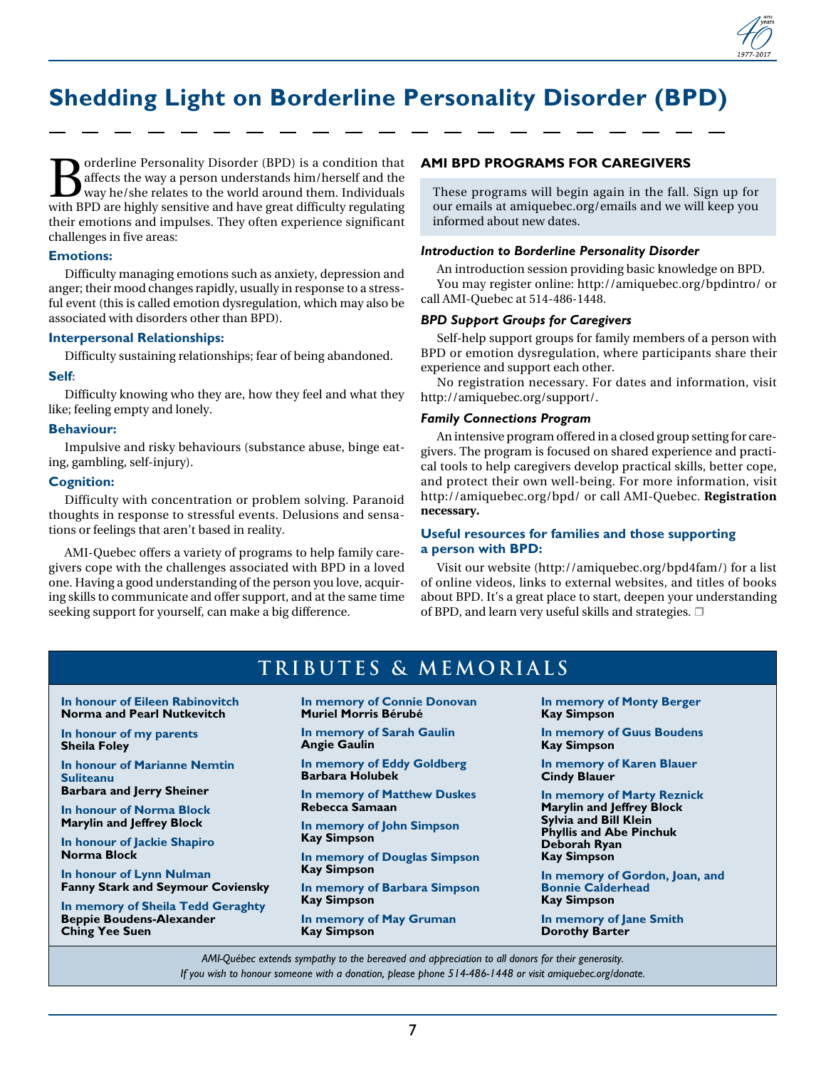# Shedding Light on Borderline Personality Disorder (BPD)

Borderline Personality Disorder (BPD) is a condition that affects the way a person understands him/herself and the way he/she relates to the world around them. Individuals with BPD are highly sensitive and have great difficulty regulating their emotions and impulses. They often experience significant challenges in five areas:

### Emotions:

Difficulty managing emotions such as anxiety, depression and anger; their mood changes rapidly, usually in response to a stressful event (this is called emotion dysregulation, which may also be associated with disorders other than BPD).

### Interpersonal Relationships:

Difficulty sustaining relationships; fear of being abandoned.

### Self:

Difficulty knowing who they are, how they feel and what they like; feeling empty and lonely.

### Behaviour:

Impulsive and risky behaviours (substance abuse, binge eating, gambling, self-injury).

### Cognition:

Difficulty with concentration or problem solving. Paranoid thoughts in response to stressful events. Delusions and sensations or feelings that aren't based in reality.

AMI-Quebec offers a variety of programs to help family caregivers cope with the challenges associated with BPD in a loved one. Having a good understanding of the person you love, acquiring skills to communicate and offer support, and at the same time seeking support for yourself, can make a big difference.

## AMI BPD PROGRAMS FOR CAREGIVERS

These programs will begin again in the fall. Sign up for our emails at amiquebec.org/emails and we will keep you informed about new dates.

### *Introduction to Borderline Personality Disorder*

An introduction session providing basic knowledge on BPD.

You may register online: http://amiquebec.org/bpdintro/ or call AMI-Quebec at 514-486-1448.

### *BPD Support Groups for Caregivers*

Self-help support groups for family members of a person with BPD or emotion dysregulation, where participants share their experience and support each other.

No registration necessary. For dates and information, visit http://amiquebec.org/support/.

### *Family Connections Program*

An intensive program offered in a closed group setting for caregivers. The program is focused on shared experience and practical tools to help caregivers develop practical skills, better cope, and protect their own well-being. For more information, visit http://amiquebec.org/bpd/ or call AMI-Quebec. **Registration necessary.**

### Useful resources for families and those supporting a person with BPD:

Visit our website (http://amiquebec.org/bpd4fam/) for a list of online videos, links to external websites, and titles of books about BPD. It's a great place to start, deepen your understanding of BPD, and learn very useful skills and strategies. ❐

## TRIBUTES & MEMORIALS

In honour of Eileen Rabinovitch
**Norma and Pearl Nutkevitch**

In honour of my parents
**Sheila Foley**

In honour of Marianne Nemtin Suliteanu
**Barbara and Jerry Sheiner**

In honour of Norma Block
**Marylin and Jeffrey Block**

In honour of Jackie Shapiro
**Norma Block**

In honour of Lynn Nulman
**Fanny Stark and Seymour Coviensky**

In memory of Sheila Tedd Geraghty
**Beppie Boudens-Alexander**
**Ching Yee Suen**

In memory of Connie Donovan
**Muriel Morris Bérubé**

In memory of Sarah Gaulin
**Angie Gaulin**

In memory of Eddy Goldberg
**Barbara Holubek**

In memory of Matthew Duskes
**Rebecca Samaan**

In memory of John Simpson
**Kay Simpson**

In memory of Douglas Simpson
**Kay Simpson**

In memory of Barbara Simpson
**Kay Simpson**

In memory of May Gruman
**Kay Simpson**

In memory of Monty Berger
**Kay Simpson**

In memory of Guus Boudens
**Kay Simpson**

In memory of Karen Blauer
**Cindy Blauer**

In memory of Marty Reznick
**Marylin and Jeffrey Block**
**Sylvia and Bill Klein**
**Phyllis and Abe Pinchuk**
**Deborah Ryan**
**Kay Simpson**

In memory of Gordon, Joan, and Bonnie Calderhead
**Kay Simpson**

In memory of Jane Smith
**Dorothy Barter**

*AMI-Québec extends sympathy to the bereaved and appreciation to all donors for their generosity.*
*If you wish to honour someone with a donation, please phone 514-486-1448 or visit amiquebec.org/donate.*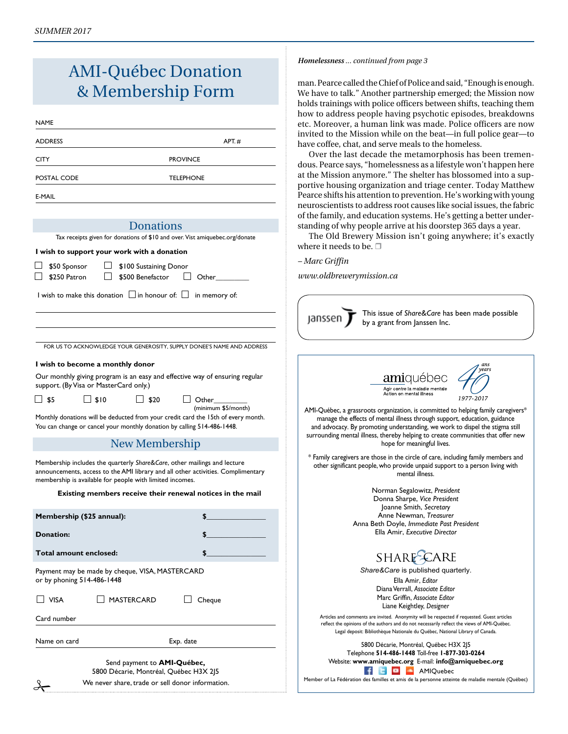# AMI-Québec Donation & Membership Form

NAME

ADDRESS APT. #

CITY PROVINCE

POSTAL CODE TELEPHONE

E-MAIL

## Donations

Tax receipts given for donations of $10 and over. Visit amiquebec.org/donate

**I wish to support your work with a donation**

☐ $50 Sponsor ☐ $100 Sustaining Donor
☐ $250 Patron ☐ $500 Benefactor ☐ Other________

I wish to make this donation ☐ in honour of: ☐ in memory of:

FOR US TO ACKNOWLEDGE YOUR GENEROSITY, SUPPLY DONEE'S NAME AND ADDRESS

**I wish to become a monthly donor**

Our monthly giving program is an easy and effective way of ensuring regular support. (By Visa or MasterCard only.)

☐ $5 ☐ $10 ☐ $20 ☐ Other________ (minimum $5/month)

Monthly donations will be deducted from your credit card the 15th of every month. You can change or cancel your monthly donation by calling 514-486-1448.

## New Membership

Membership includes the quarterly *Share&Care*, other mailings and lecture announcements, access to the AMI library and all other activities. Complimentary membership is available for people with limited incomes.

**Existing members receive their renewal notices in the mail**

| | |
|---|---|
| **Membership ($25 annual):** | $______________ |
| **Donation:** | $______________ |
| **Total amount enclosed:** | $______________ |

Payment may be made by cheque, VISA, MASTERCARD or by phoning 514-486-1448

☐ VISA ☐ MASTERCARD ☐ Cheque

Card number

Name on card Exp. date

Send payment to **AMI-Québec,**
5800 Décarie, Montréal, Québec H3X 2J5

We never share, trade or sell donor information.

***Homelessness** ... continued from page 3*

man. Pearce called the Chief of Police and said, "Enough is enough. We have to talk." Another partnership emerged; the Mission now holds trainings with police officers between shifts, teaching them how to address people having psychotic episodes, breakdowns etc. Moreover, a human link was made. Police officers are now invited to the Mission while on the beat—in full police gear—to have coffee, chat, and serve meals to the homeless.

Over the last decade the metamorphosis has been tremendous. Pearce says, "homelessness as a lifestyle won't happen here at the Mission anymore." The shelter has blossomed into a supportive housing organization and triage center. Today Matthew Pearce shifts his attention to prevention. He's working with young neuroscientists to address root causes like social issues, the fabric of the family, and education systems. He's getting a better understanding of why people arrive at his doorstep 365 days a year.

The Old Brewery Mission isn't going anywhere; it's exactly where it needs to be. ❐

*– Marc Griffin*

*www.oldbrewerymission.ca*

janssen — This issue of *Share&Care* has been made possible by a grant from Janssen Inc.

amiquébec
Agir contre la maladie mentale
Action on mental illness
40 ans years 1977-2017

AMI-Québec, a grassroots organization, is committed to helping family caregivers* manage the effects of mental illness through support, education, guidance and advocacy. By promoting understanding, we work to dispel the stigma still surrounding mental illness, thereby helping to create communities that offer new hope for meaningful lives.

\* Family caregivers are those in the circle of care, including family members and other significant people, who provide unpaid support to a person living with mental illness.

Norman Segalowitz, *President*
Donna Sharpe, *Vice President*
Joanne Smith, *Secretary*
Anne Newman, *Treasurer*
Anna Beth Doyle, *Immediate Past President*
Ella Amir, *Executive Director*

SHARE&CARE

*Share&Care* is published quarterly.

Ella Amir, *Editor*
Diana Verrall, *Associate Editor*
Marc Griffin, *Associate Editor*
Liane Keightley, *Designer*

Articles and comments are invited. Anonymity will be respected if requested. Guest articles reflect the opinions of the authors and do not necessarily reflect the views of AMI-Québec. Legal deposit: Bibliothèque Nationale du Québec, National Library of Canada.

5800 Décarie, Montréal, Québec H3X 2J5
Telephone **514-486-1448** Toll-free **1-877-303-0264**
Website: **www.amiquebec.org** E-mail: **info@amiquebec.org**
AMIQuebec

Member of La Fédération des familles et amis de la personne atteinte de maladie mentale (Québec)